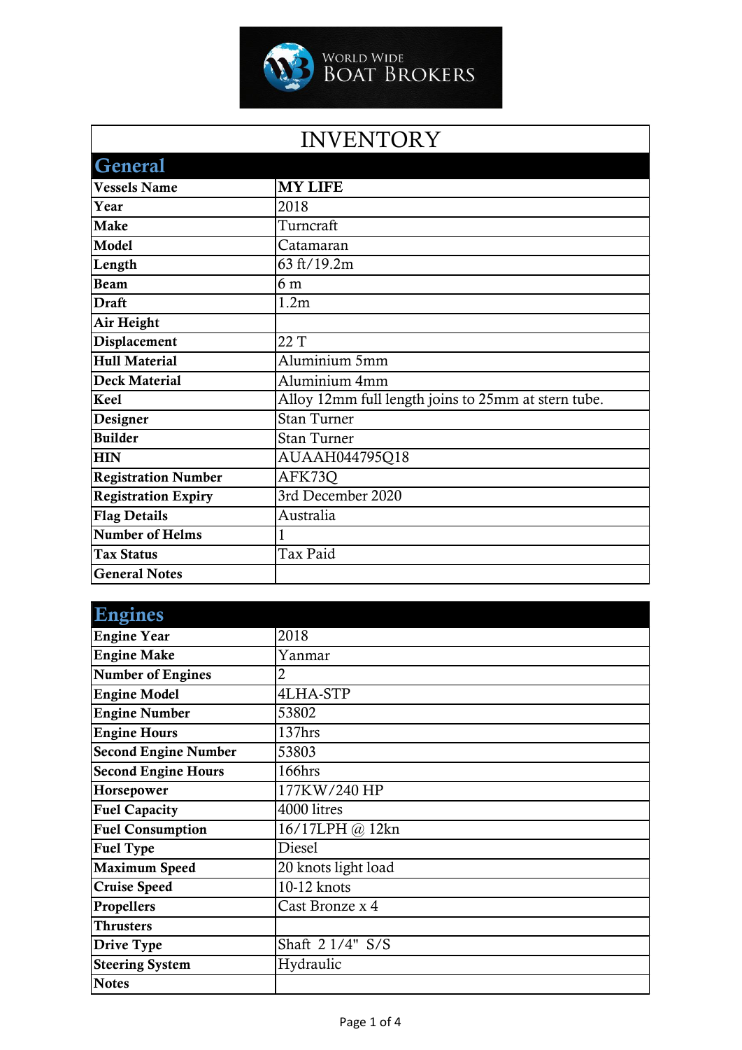WORLD WIDE BOAT BROKERS

# INVENTORY

## General

| | |
|---|---|
| **Vessels Name** | **MY LIFE** |
| **Year** | 2018 |
| **Make** | Turncraft |
| **Model** | Catamaran |
| **Length** | 63 ft/19.2m |
| **Beam** | 6 m |
| **Draft** | 1.2m |
| **Air Height** | |
| **Displacement** | 22 T |
| **Hull Material** | Aluminium 5mm |
| **Deck Material** | Aluminium 4mm |
| **Keel** | Alloy 12mm full length joins to 25mm at stern tube. |
| **Designer** | Stan Turner |
| **Builder** | Stan Turner |
| **HIN** | AUAAH044795Q18 |
| **Registration Number** | AFK73Q |
| **Registration Expiry** | 3rd December 2020 |
| **Flag Details** | Australia |
| **Number of Helms** | 1 |
| **Tax Status** | Tax Paid |
| **General Notes** | |

## Engines

| | |
|---|---|
| **Engine Year** | 2018 |
| **Engine Make** | Yanmar |
| **Number of Engines** | 2 |
| **Engine Model** | 4LHA-STP |
| **Engine Number** | 53802 |
| **Engine Hours** | 137hrs |
| **Second Engine Number** | 53803 |
| **Second Engine Hours** | 166hrs |
| **Horsepower** | 177KW/240 HP |
| **Fuel Capacity** | 4000 litres |
| **Fuel Consumption** | 16/17LPH @ 12kn |
| **Fuel Type** | Diesel |
| **Maximum Speed** | 20 knots light load |
| **Cruise Speed** | 10-12 knots |
| **Propellers** | Cast Bronze x 4 |
| **Thrusters** | |
| **Drive Type** | Shaft 2 1/4" S/S |
| **Steering System** | Hydraulic |
| **Notes** | |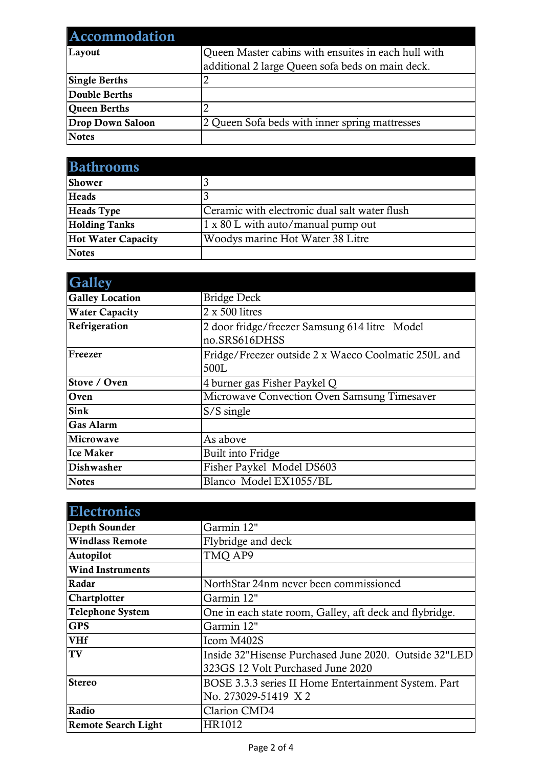| Accommodation | |
|---|---|
| **Layout** | Queen Master cabins with ensuites in each hull with additional 2 large Queen sofa beds on main deck. |
| **Single Berths** | 2 |
| **Double Berths** | |
| **Queen Berths** | 2 |
| **Drop Down Saloon** | 2 Queen Sofa beds with inner spring mattresses |
| **Notes** | |

| Bathrooms | |
|---|---|
| **Shower** | 3 |
| **Heads** | 3 |
| **Heads Type** | Ceramic with electronic dual salt water flush |
| **Holding Tanks** | 1 x 80 L with auto/manual pump out |
| **Hot Water Capacity** | Woodys marine Hot Water 38 Litre |
| **Notes** | |

| Galley | |
|---|---|
| **Galley Location** | Bridge Deck |
| **Water Capacity** | 2 x 500 litres |
| **Refrigeration** | 2 door fridge/freezer Samsung 614 litre Model no.SRS616DHSS |
| **Freezer** | Fridge/Freezer outside 2 x Waeco Coolmatic 250L and 500L |
| **Stove / Oven** | 4 burner gas Fisher Paykel Q |
| **Oven** | Microwave Convection Oven Samsung Timesaver |
| **Sink** | S/S single |
| **Gas Alarm** | |
| **Microwave** | As above |
| **Ice Maker** | Built into Fridge |
| **Dishwasher** | Fisher Paykel Model DS603 |
| **Notes** | Blanco Model EX1055/BL |

| Electronics | |
|---|---|
| **Depth Sounder** | Garmin 12" |
| **Windlass Remote** | Flybridge and deck |
| **Autopilot** | TMQ AP9 |
| **Wind Instruments** | |
| **Radar** | NorthStar 24nm never been commissioned |
| **Chartplotter** | Garmin 12" |
| **Telephone System** | One in each state room, Galley, aft deck and flybridge. |
| **GPS** | Garmin 12" |
| **VHf** | Icom M402S |
| **TV** | Inside 32"Hisense Purchased June 2020. Outside 32"LED 323GS 12 Volt Purchased June 2020 |
| **Stereo** | BOSE 3.3.3 series II Home Entertainment System. Part No. 273029-51419 X 2 |
| **Radio** | Clarion CMD4 |
| **Remote Search Light** | HR1012 |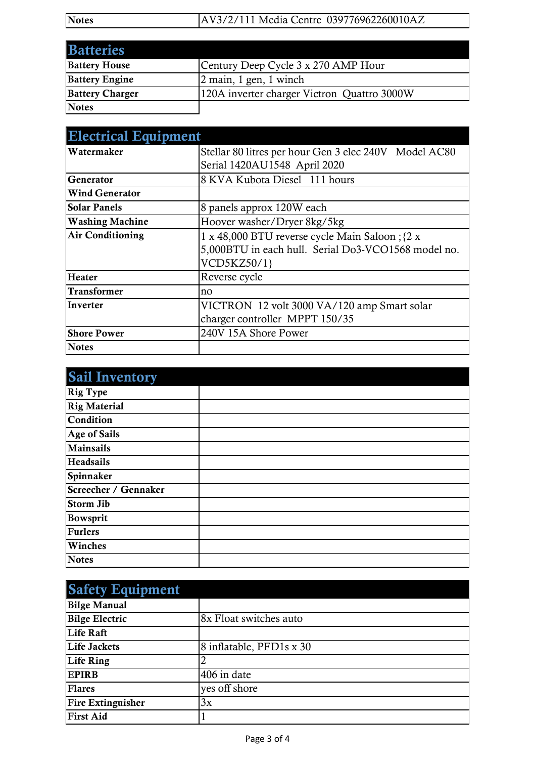| Notes | AV3/2/111 Media Centre 039776962260010AZ |
|---|---|

## Batteries

| Batteries | |
|---|---|
| Battery House | Century Deep Cycle 3 x 270 AMP Hour |
| Battery Engine | 2 main, 1 gen, 1 winch |
| Battery Charger | 120A inverter charger Victron Quattro 3000W |
| Notes | |

## Electrical Equipment

| Electrical Equipment | |
|---|---|
| Watermaker | Stellar 80 litres per hour Gen 3 elec 240V Model AC80 Serial 1420AU1548 April 2020 |
| Generator | 8 KVA Kubota Diesel 111 hours |
| Wind Generator | |
| Solar Panels | 8 panels approx 120W each |
| Washing Machine | Hoover washer/Dryer 8kg/5kg |
| Air Conditioning | 1 x 48,000 BTU reverse cycle Main Saloon ;{2 x 5,000BTU in each hull. Serial Do3-VCO1568 model no. VCD5KZ50/1} |
| Heater | Reverse cycle |
| Transformer | no |
| Inverter | VICTRON 12 volt 3000 VA/120 amp Smart solar charger controller MPPT 150/35 |
| Shore Power | 240V 15A Shore Power |
| Notes | |

## Sail Inventory

| Sail Inventory | |
|---|---|
| Rig Type | |
| Rig Material | |
| Condition | |
| Age of Sails | |
| Mainsails | |
| Headsails | |
| Spinnaker | |
| Screecher / Gennaker | |
| Storm Jib | |
| Bowsprit | |
| Furlers | |
| Winches | |
| Notes | |

## Safety Equipment

| Safety Equipment | |
|---|---|
| Bilge Manual | |
| Bilge Electric | 8x Float switches auto |
| Life Raft | |
| Life Jackets | 8 inflatable, PFD1s x 30 |
| Life Ring | 2 |
| EPIRB | 406 in date |
| Flares | yes off shore |
| Fire Extinguisher | 3x |
| First Aid | 1 |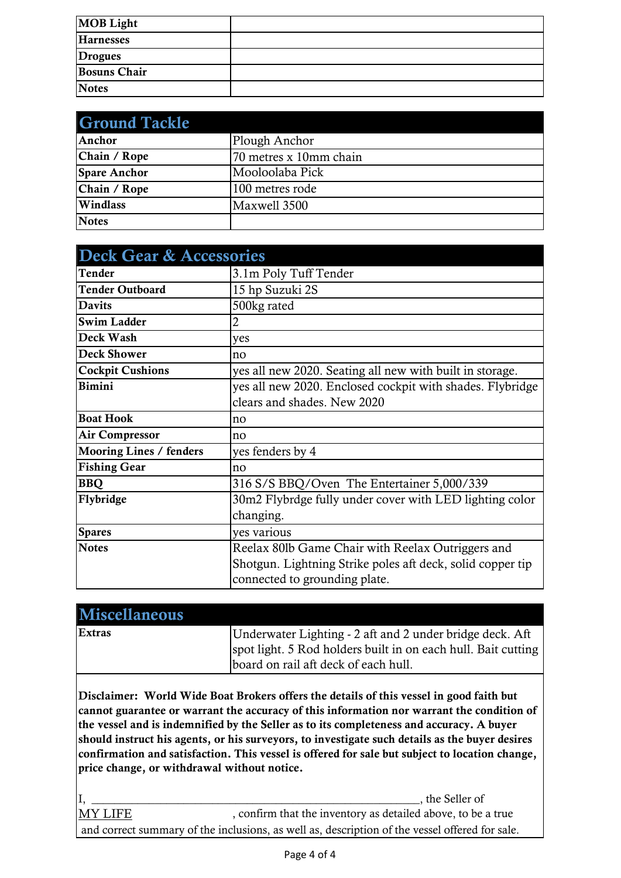| | |
|---|---|
| **MOB Light** | |
| **Harnesses** | |
| **Drogues** | |
| **Bosuns Chair** | |
| **Notes** | |

## Ground Tackle

| | |
|---|---|
| **Anchor** | Plough Anchor |
| **Chain / Rope** | 70 metres x 10mm chain |
| **Spare Anchor** | Mooloolaba Pick |
| **Chain / Rope** | 100 metres rode |
| **Windlass** | Maxwell 3500 |
| **Notes** | |

## Deck Gear & Accessories

| | |
|---|---|
| **Tender** | 3.1m Poly Tuff Tender |
| **Tender Outboard** | 15 hp Suzuki 2S |
| **Davits** | 500kg rated |
| **Swim Ladder** | 2 |
| **Deck Wash** | yes |
| **Deck Shower** | no |
| **Cockpit Cushions** | yes all new 2020. Seating all new with built in storage. |
| **Bimini** | yes all new 2020. Enclosed cockpit with shades. Flybridge clears and shades. New 2020 |
| **Boat Hook** | no |
| **Air Compressor** | no |
| **Mooring Lines / fenders** | yes fenders by 4 |
| **Fishing Gear** | no |
| **BBQ** | 316 S/S BBQ/Oven The Entertainer 5,000/339 |
| **Flybridge** | 30m2 Flybrdge fully under cover with LED lighting color changing. |
| **Spares** | yes various |
| **Notes** | Reelax 80lb Game Chair with Reelax Outriggers and Shotgun. Lightning Strike poles aft deck, solid copper tip connected to grounding plate. |

## Miscellaneous

| | |
|---|---|
| **Extras** | Underwater Lighting - 2 aft and 2 under bridge deck. Aft spot light. 5 Rod holders built in on each hull. Bait cutting board on rail aft deck of each hull. |

**Disclaimer: World Wide Boat Brokers offers the details of this vessel in good faith but cannot guarantee or warrant the accuracy of this information nor warrant the condition of the vessel and is indemnified by the Seller as to its completeness and accuracy. A buyer should instruct his agents, or his surveyors, to investigate such details as the buyer desires confirmation and satisfaction. This vessel is offered for sale but subject to location change, price change, or withdrawal without notice.**

I, ______________________________________________________, the Seller of MY LIFE , confirm that the inventory as detailed above, to be a true and correct summary of the inclusions, as well as, description of the vessel offered for sale.